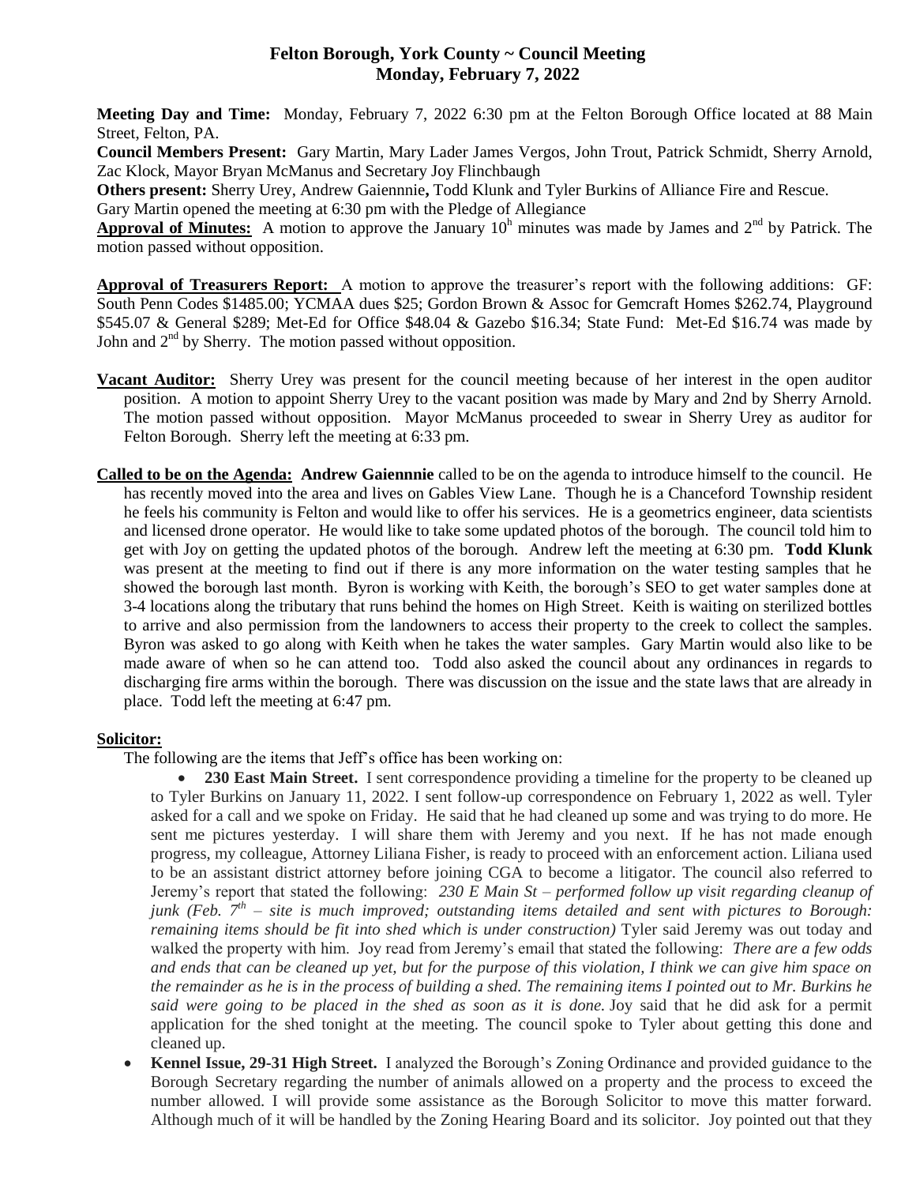# Felton Borough, York County ~ Council Meeting
## Monday, February 7, 2022

**Meeting Day and Time:** Monday, February 7, 2022 6:30 pm at the Felton Borough Office located at 88 Main Street, Felton, PA.

**Council Members Present:** Gary Martin, Mary Lader James Vergos, John Trout, Patrick Schmidt, Sherry Arnold, Zac Klock, Mayor Bryan McManus and Secretary Joy Flinchbaugh

**Others present:** Sherry Urey, Andrew Gaiennnie**,** Todd Klunk and Tyler Burkins of Alliance Fire and Rescue.

Gary Martin opened the meeting at 6:30 pm with the Pledge of Allegiance

**Approval of Minutes:** A motion to approve the January 10^h minutes was made by James and 2^nd by Patrick. The motion passed without opposition.

**Approval of Treasurers Report:** A motion to approve the treasurer's report with the following additions: GF: South Penn Codes $1485.00; YCMAA dues $25; Gordon Brown & Assoc for Gemcraft Homes $262.74, Playground $545.07 & General $289; Met-Ed for Office $48.04 & Gazebo $16.34; State Fund: Met-Ed $16.74 was made by John and 2^nd by Sherry. The motion passed without opposition.

**Vacant Auditor:** Sherry Urey was present for the council meeting because of her interest in the open auditor position. A motion to appoint Sherry Urey to the vacant position was made by Mary and 2nd by Sherry Arnold. The motion passed without opposition. Mayor McManus proceeded to swear in Sherry Urey as auditor for Felton Borough. Sherry left the meeting at 6:33 pm.

**Called to be on the Agenda: Andrew Gaiennnie** called to be on the agenda to introduce himself to the council. He has recently moved into the area and lives on Gables View Lane. Though he is a Chanceford Township resident he feels his community is Felton and would like to offer his services. He is a geometrics engineer, data scientists and licensed drone operator. He would like to take some updated photos of the borough. The council told him to get with Joy on getting the updated photos of the borough. Andrew left the meeting at 6:30 pm. **Todd Klunk** was present at the meeting to find out if there is any more information on the water testing samples that he showed the borough last month. Byron is working with Keith, the borough's SEO to get water samples done at 3-4 locations along the tributary that runs behind the homes on High Street. Keith is waiting on sterilized bottles to arrive and also permission from the landowners to access their property to the creek to collect the samples. Byron was asked to go along with Keith when he takes the water samples. Gary Martin would also like to be made aware of when so he can attend too. Todd also asked the council about any ordinances in regards to discharging fire arms within the borough. There was discussion on the issue and the state laws that are already in place. Todd left the meeting at 6:47 pm.

**Solicitor:**

The following are the items that Jeff's office has been working on:

- **230 East Main Street.** I sent correspondence providing a timeline for the property to be cleaned up to Tyler Burkins on January 11, 2022. I sent follow-up correspondence on February 1, 2022 as well. Tyler asked for a call and we spoke on Friday. He said that he had cleaned up some and was trying to do more. He sent me pictures yesterday. I will share them with Jeremy and you next. If he has not made enough progress, my colleague, Attorney Liliana Fisher, is ready to proceed with an enforcement action. Liliana used to be an assistant district attorney before joining CGA to become a litigator. The council also referred to Jeremy's report that stated the following: *230 E Main St – performed follow up visit regarding cleanup of junk (Feb. 7^th – site is much improved; outstanding items detailed and sent with pictures to Borough: remaining items should be fit into shed which is under construction)* Tyler said Jeremy was out today and walked the property with him. Joy read from Jeremy's email that stated the following: *There are a few odds and ends that can be cleaned up yet, but for the purpose of this violation, I think we can give him space on the remainder as he is in the process of building a shed. The remaining items I pointed out to Mr. Burkins he said were going to be placed in the shed as soon as it is done.* Joy said that he did ask for a permit application for the shed tonight at the meeting. The council spoke to Tyler about getting this done and cleaned up.
- **Kennel Issue, 29-31 High Street.** I analyzed the Borough's Zoning Ordinance and provided guidance to the Borough Secretary regarding the number of animals allowed on a property and the process to exceed the number allowed. I will provide some assistance as the Borough Solicitor to move this matter forward. Although much of it will be handled by the Zoning Hearing Board and its solicitor. Joy pointed out that they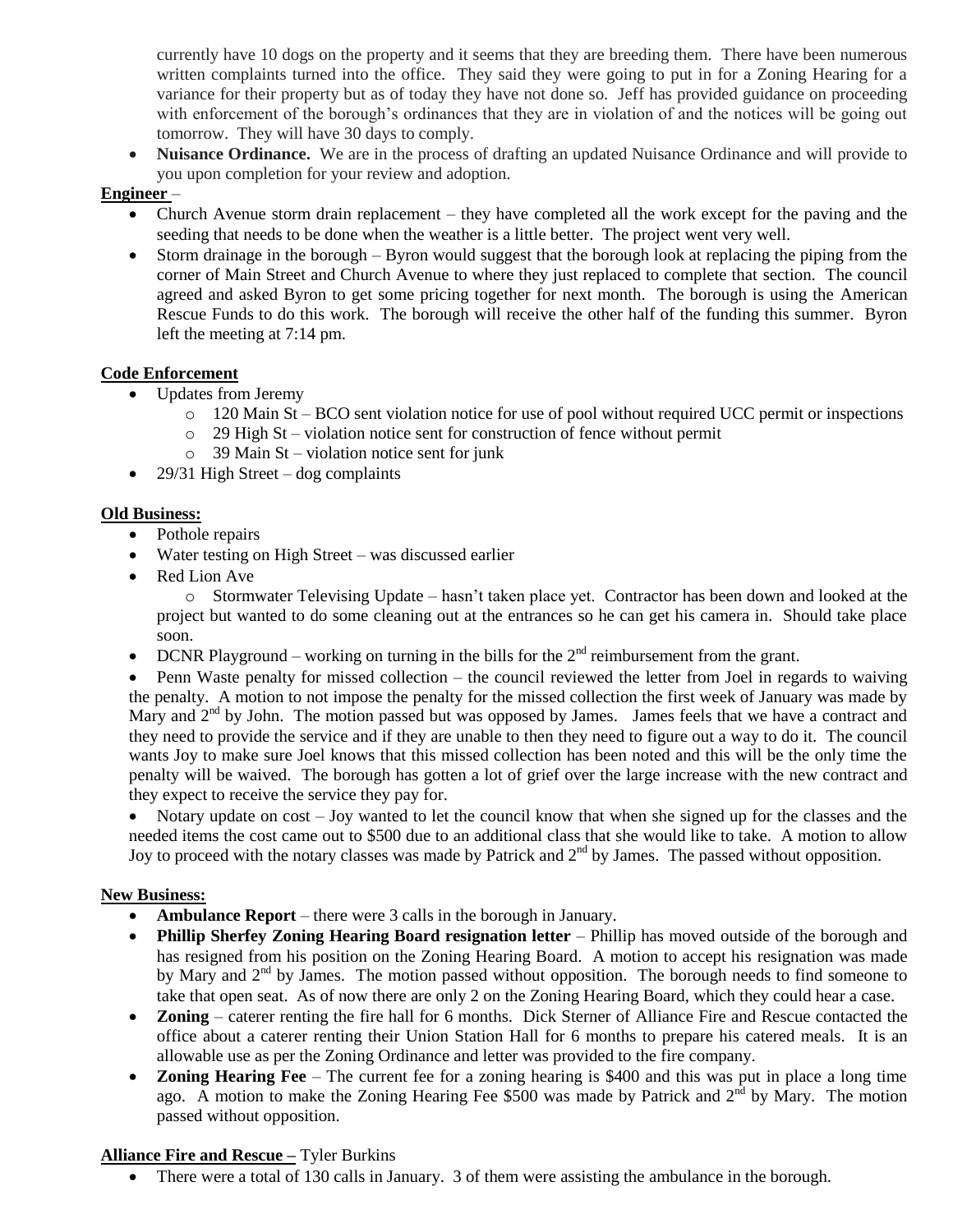- currently have 10 dogs on the property and it seems that they are breeding them. There have been numerous written complaints turned into the office. They said they were going to put in for a Zoning Hearing for a variance for their property but as of today they have not done so. Jeff has provided guidance on proceeding with enforcement of the borough's ordinances that they are in violation of and the notices will be going out tomorrow. They will have 30 days to comply.
- **Nuisance Ordinance.** We are in the process of drafting an updated Nuisance Ordinance and will provide to you upon completion for your review and adoption.

**Engineer** –

- Church Avenue storm drain replacement – they have completed all the work except for the paving and the seeding that needs to be done when the weather is a little better. The project went very well.
- Storm drainage in the borough – Byron would suggest that the borough look at replacing the piping from the corner of Main Street and Church Avenue to where they just replaced to complete that section. The council agreed and asked Byron to get some pricing together for next month. The borough is using the American Rescue Funds to do this work. The borough will receive the other half of the funding this summer. Byron left the meeting at 7:14 pm.

**Code Enforcement**

- Updates from Jeremy
  - 120 Main St – BCO sent violation notice for use of pool without required UCC permit or inspections
  - 29 High St – violation notice sent for construction of fence without permit
  - 39 Main St – violation notice sent for junk
- 29/31 High Street – dog complaints

**Old Business:**

- Pothole repairs
- Water testing on High Street – was discussed earlier
- Red Lion Ave
  - Stormwater Televising Update – hasn't taken place yet. Contractor has been down and looked at the project but wanted to do some cleaning out at the entrances so he can get his camera in. Should take place soon.
- DCNR Playground – working on turning in the bills for the 2nd reimbursement from the grant.
- Penn Waste penalty for missed collection – the council reviewed the letter from Joel in regards to waiving the penalty. A motion to not impose the penalty for the missed collection the first week of January was made by Mary and 2nd by John. The motion passed but was opposed by James. James feels that we have a contract and they need to provide the service and if they are unable to then they need to figure out a way to do it. The council wants Joy to make sure Joel knows that this missed collection has been noted and this will be the only time the penalty will be waived. The borough has gotten a lot of grief over the large increase with the new contract and they expect to receive the service they pay for.
- Notary update on cost – Joy wanted to let the council know that when she signed up for the classes and the needed items the cost came out to $500 due to an additional class that she would like to take. A motion to allow Joy to proceed with the notary classes was made by Patrick and 2nd by James. The passed without opposition.

**New Business:**

- **Ambulance Report** – there were 3 calls in the borough in January.
- **Phillip Sherfey Zoning Hearing Board resignation letter** – Phillip has moved outside of the borough and has resigned from his position on the Zoning Hearing Board. A motion to accept his resignation was made by Mary and 2nd by James. The motion passed without opposition. The borough needs to find someone to take that open seat. As of now there are only 2 on the Zoning Hearing Board, which they could hear a case.
- **Zoning** – caterer renting the fire hall for 6 months. Dick Sterner of Alliance Fire and Rescue contacted the office about a caterer renting their Union Station Hall for 6 months to prepare his catered meals. It is an allowable use as per the Zoning Ordinance and letter was provided to the fire company.
- **Zoning Hearing Fee** – The current fee for a zoning hearing is $400 and this was put in place a long time ago. A motion to make the Zoning Hearing Fee $500 was made by Patrick and 2nd by Mary. The motion passed without opposition.

**Alliance Fire and Rescue –** Tyler Burkins

- There were a total of 130 calls in January. 3 of them were assisting the ambulance in the borough.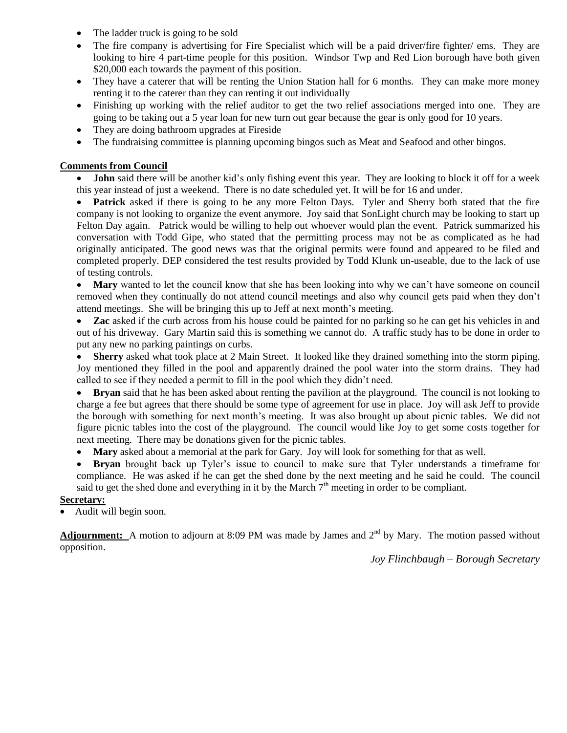- The ladder truck is going to be sold
- The fire company is advertising for Fire Specialist which will be a paid driver/fire fighter/ ems. They are looking to hire 4 part-time people for this position. Windsor Twp and Red Lion borough have both given $20,000 each towards the payment of this position.
- They have a caterer that will be renting the Union Station hall for 6 months. They can make more money renting it to the caterer than they can renting it out individually
- Finishing up working with the relief auditor to get the two relief associations merged into one. They are going to be taking out a 5 year loan for new turn out gear because the gear is only good for 10 years.
- They are doing bathroom upgrades at Fireside
- The fundraising committee is planning upcoming bingos such as Meat and Seafood and other bingos.

**Comments from Council**

- **John** said there will be another kid's only fishing event this year. They are looking to block it off for a week this year instead of just a weekend. There is no date scheduled yet. It will be for 16 and under.
- **Patrick** asked if there is going to be any more Felton Days. Tyler and Sherry both stated that the fire company is not looking to organize the event anymore. Joy said that SonLight church may be looking to start up Felton Day again. Patrick would be willing to help out whoever would plan the event. Patrick summarized his conversation with Todd Gipe, who stated that the permitting process may not be as complicated as he had originally anticipated. The good news was that the original permits were found and appeared to be filed and completed properly. DEP considered the test results provided by Todd Klunk un-useable, due to the lack of use of testing controls.
- **Mary** wanted to let the council know that she has been looking into why we can't have someone on council removed when they continually do not attend council meetings and also why council gets paid when they don't attend meetings. She will be bringing this up to Jeff at next month's meeting.
- **Zac** asked if the curb across from his house could be painted for no parking so he can get his vehicles in and out of his driveway. Gary Martin said this is something we cannot do. A traffic study has to be done in order to put any new no parking paintings on curbs.
- **Sherry** asked what took place at 2 Main Street. It looked like they drained something into the storm piping. Joy mentioned they filled in the pool and apparently drained the pool water into the storm drains. They had called to see if they needed a permit to fill in the pool which they didn't need.
- **Bryan** said that he has been asked about renting the pavilion at the playground. The council is not looking to charge a fee but agrees that there should be some type of agreement for use in place. Joy will ask Jeff to provide the borough with something for next month's meeting. It was also brought up about picnic tables. We did not figure picnic tables into the cost of the playground. The council would like Joy to get some costs together for next meeting. There may be donations given for the picnic tables.
- **Mary** asked about a memorial at the park for Gary. Joy will look for something for that as well.
- **Bryan** brought back up Tyler's issue to council to make sure that Tyler understands a timeframe for compliance. He was asked if he can get the shed done by the next meeting and he said he could. The council said to get the shed done and everything in it by the March 7th meeting in order to be compliant.

**Secretary:**

- Audit will begin soon.

**Adjournment:** A motion to adjourn at 8:09 PM was made by James and 2nd by Mary. The motion passed without opposition.

*Joy Flinchbaugh – Borough Secretary*